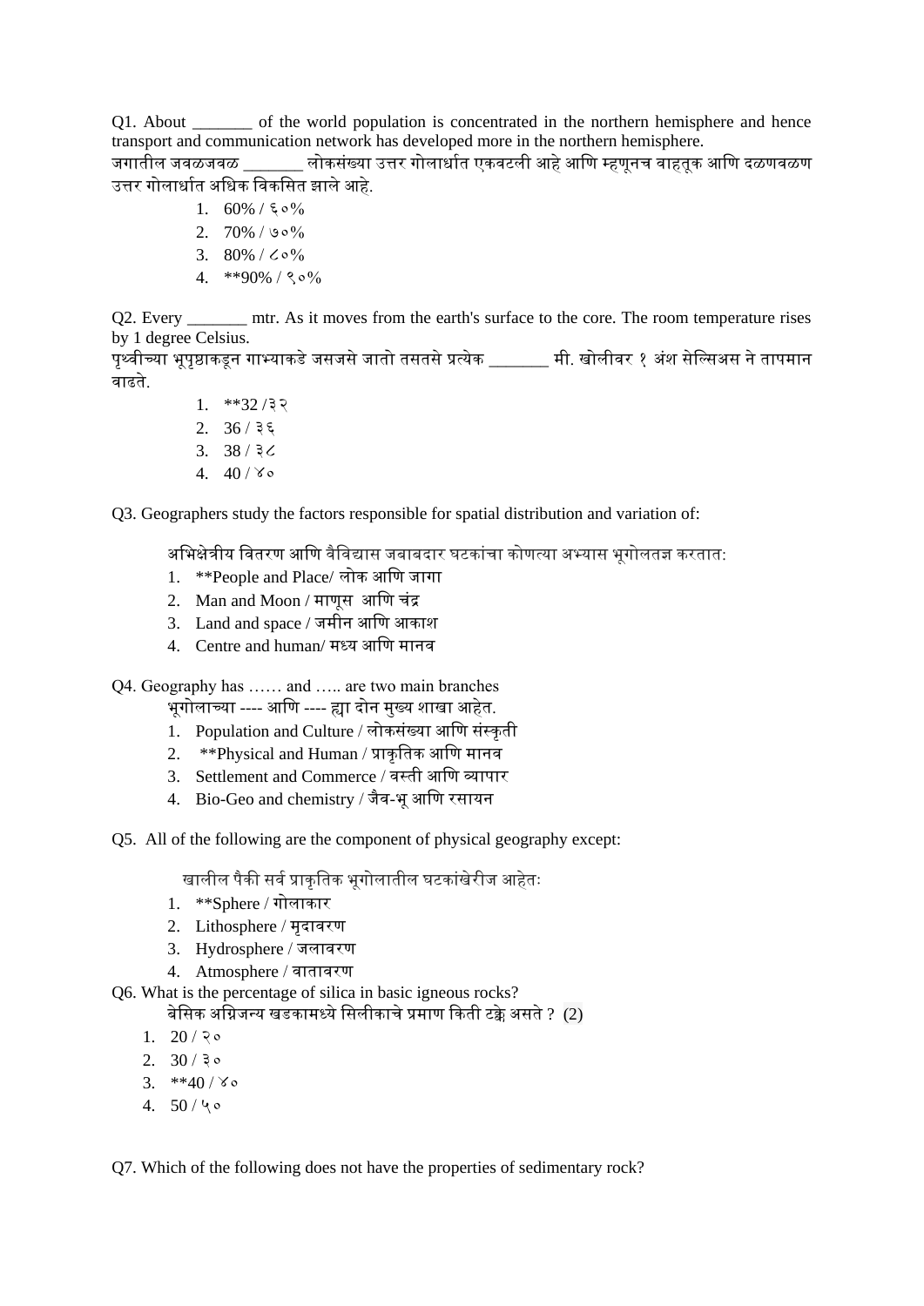Q1. About _______ of the world population is concentrated in the northern hemisphere and hence transport and communication network has developed more in the northern hemisphere.
जगातील जवळजवळ _______ लोकसंख्या उत्तर गोलार्धात एकवटली आहे आणि म्हणूनच वाहतूक आणि दळणवळण उत्तर गोलार्धात अधिक विकसित झाले आहे.

1. 60% / ६०%
2. 70% / ७०%
3. 80% / ८०%
4. **90% / ९०%

Q2. Every _______ mtr. As it moves from the earth's surface to the core. The room temperature rises by 1 degree Celsius.
पृथ्वीच्या भूपृष्ठाकडून गाभ्याकडे जसजसे जातो तसतसे प्रत्येक _______ मी. खोलीवर १ अंश सेल्सिअस ने तापमान वाढते.

1. **32 /३२
2. 36 / ३६
3. 38 / ३८
4. 40 / ४०

Q3. Geographers study the factors responsible for spatial distribution and variation of:

अभिक्षेत्रीय वितरण आणि वैविद्यास जबाबदार घटकांचा कोणत्या अभ्यास भूगोलतज्ञ करतात:

1. **People and Place/ लोक आणि जागा
2. Man and Moon / माणूस आणि चंद्र
3. Land and space / जमीन आणि आकाश
4. Centre and human/ मध्य आणि मानव

Q4. Geography has …… and ….. are two main branches
भूगोलाच्या ---- आणि ---- ह्या दोन मुख्य शाखा आहेत.

1. Population and Culture / लोकसंख्या आणि संस्कृती
2. **Physical and Human / प्राकृतिक आणि मानव
3. Settlement and Commerce / वस्ती आणि व्यापार
4. Bio-Geo and chemistry / जैव-भू आणि रसायन

Q5. All of the following are the component of physical geography except:

खालील पैकी सर्व प्राकृतिक भूगोलातील घटकांखेरीज आहेत:

1. **Sphere / गोलाकार
2. Lithosphere / मृदावरण
3. Hydrosphere / जलावरण
4. Atmosphere / वातावरण

Q6. What is the percentage of silica in basic igneous rocks?
बेसिक अग्निजन्य खडकामध्ये सिलीकाचे प्रमाण किती टक्के असते ? (2)

1. 20 / २०
2. 30 / ३०
3. **40 / ४०
4. 50 / ५०

Q7. Which of the following does not have the properties of sedimentary rock?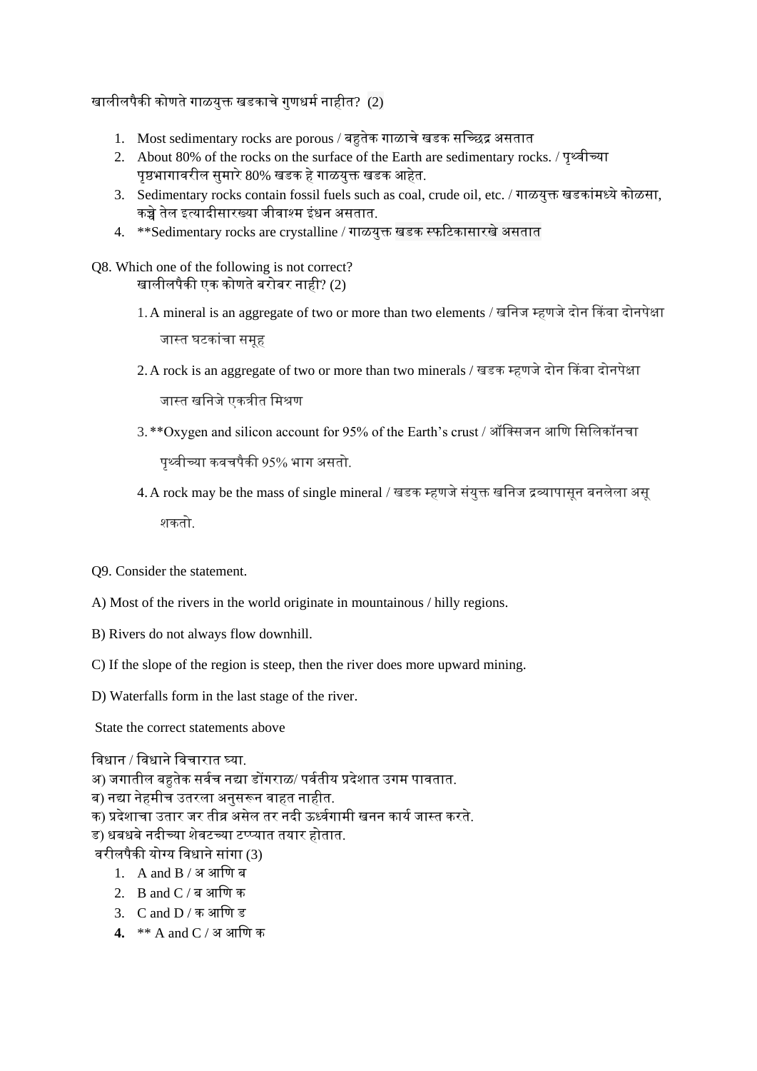खालीलपैकी कोणते गाळयुक्त खडकाचे गुणधर्म नाहीत? (2)

1. Most sedimentary rocks are porous / बहुतेक गाळाचे खडक सच्छिद्र असतात
2. About 80% of the rocks on the surface of the Earth are sedimentary rocks. / पृथ्वीच्या पृष्ठभागावरील सुमारे 80% खडक हे गाळयुक्त खडक आहेत.
3. Sedimentary rocks contain fossil fuels such as coal, crude oil, etc. / गाळयुक्त खडकांमध्ये कोळसा, कच्चे तेल इत्यादीसारख्या जीवाश्म इंधन असतात.
4. **Sedimentary rocks are crystalline / गाळयुक्त खडक स्फटिकासारखे असतात

Q8. Which one of the following is not correct?
खालीलपैकी एक कोणते बरोबर नाही? (2)

1. A mineral is an aggregate of two or more than two elements / खनिज म्हणजे दोन किंवा दोनपेक्षा जास्त घटकांचा समूह
2. A rock is an aggregate of two or more than two minerals / खडक म्हणजे दोन किंवा दोनपेक्षा जास्त खनिजे एकत्रीत मिश्रण
3. **Oxygen and silicon account for 95% of the Earth's crust / ऑक्सिजन आणि सिलिकॉनचा पृथ्वीच्या कवचपैकी 95% भाग असतो.
4. A rock may be the mass of single mineral / खडक म्हणजे संयुक्त खनिज द्रव्यापासून बनलेला असू शकतो.

Q9. Consider the statement.

A) Most of the rivers in the world originate in mountainous / hilly regions.

B) Rivers do not always flow downhill.

C) If the slope of the region is steep, then the river does more upward mining.

D) Waterfalls form in the last stage of the river.

State the correct statements above

विधान / विधाने विचारात घ्या.
अ) जगातील बहुतेक सर्वच नद्या डोंगराळ/ पर्वतीय प्रदेशात उगम पावतात.
ब) नद्या नेहमीच उतरला अनुसरून वाहत नाहीत.
क) प्रदेशाचा उतार जर तीव्र असेल तर नदी ऊर्ध्वगामी खनन कार्य जास्त करते.
ड) धबधबे नदीच्या शेवटच्या टप्प्यात तयार होतात.
वरीलपैकी योग्य विधाने सांगा (3)

1. A and B / अ आणि ब
2. B and C / ब आणि क
3. C and D / क आणि ड
4. ** A and C / अ आणि क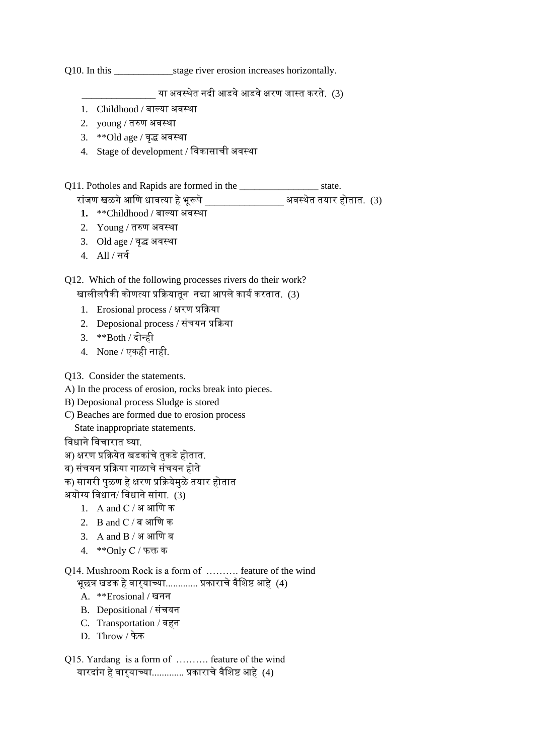Q10. In this ____________stage river erosion increases horizontally.

_______________ या अवस्थेत नदी आडवे आडवे क्षरण जास्त करते.  (3)

1. Childhood / बाल्या अवस्था
2. young / तरुण अवस्था
3. **Old age / वृद्ध अवस्था
4. Stage of development / विकासाची अवस्था

Q11. Potholes and Rapids are formed in the ________________ state.

रांजण खळगे आणि धावत्या हे भूरूपे ________________ अवस्थेत तयार होतात.  (3)

1. **Childhood / बाल्या अवस्था
2. Young / तरुण अवस्था
3. Old age / वृद्ध अवस्था
4. All / सर्व

Q12.  Which of the following processes rivers do their work?

खालीलपैकी कोणत्या प्रक्रियातून  नद्या आपले कार्य करतात.  (3)

1. Erosional process / क्षरण प्रक्रिया
2. Deposional process / संचयन प्रक्रिया
3. **Both / दोन्ही
4. None / एकही नाही.

Q13.  Consider the statements.

A) In the process of erosion, rocks break into pieces.

B) Deposional process Sludge is stored

C) Beaches are formed due to erosion process

State inappropriate statements.

विधाने विचारात घ्या.

अ) क्षरण प्रक्रियेत खडकांचे तुकडे होतात.

ब) संचयन प्रक्रिया गाळाचे संचयन होते

क) सागरी पुळण हे क्षरण प्रक्रियेमुळे तयार होतात

अयोग्य विधान/ विधाने सांगा.  (3)

1. A and C / अ आणि क
2. B and C / ब आणि क
3. A and B / अ आणि ब
4. **Only C / फक्त क

Q14. Mushroom Rock is a form of  ………. feature of the wind

भूछत्र खडक हे वाऱ्याच्या............. प्रकाराचे वैशिष्ट आहे  (4)

A. **Erosional / खनन
B. Depositional / संचयन
C. Transportation / वहन
D. Throw / फेक

Q15. Yardang  is a form of  ………. feature of the wind

यारदांग हे वाऱ्याच्या............. प्रकाराचे वैशिष्ट आहे  (4)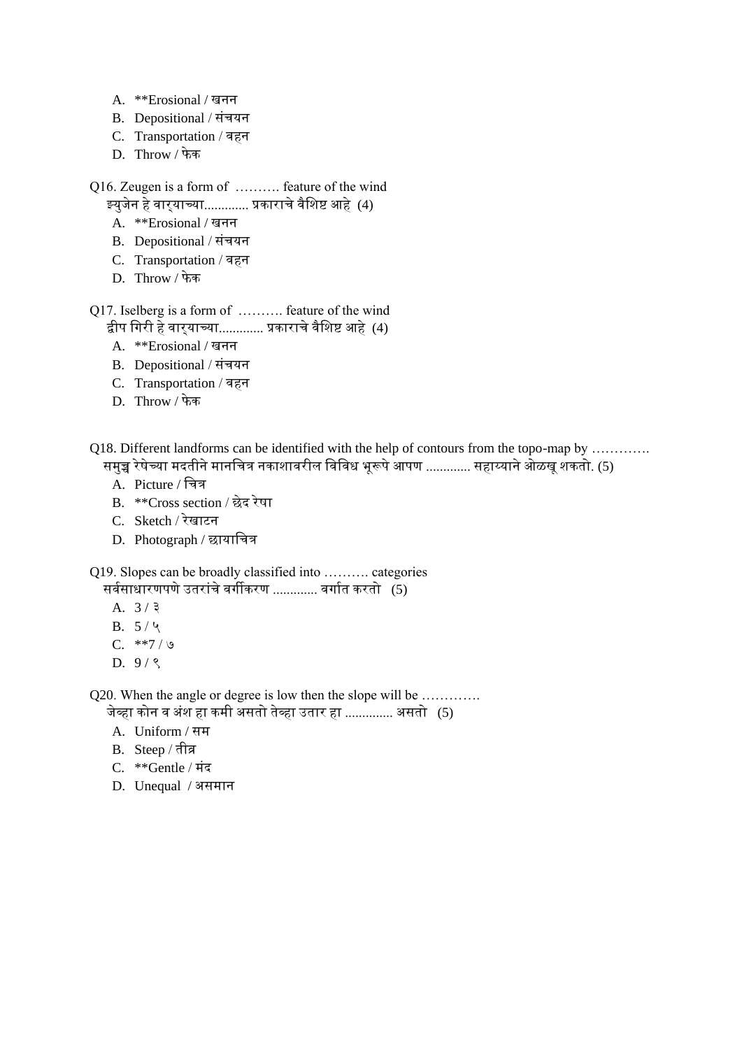A. **Erosional / खनन
B. Depositional / संचयन
C. Transportation / वहन
D. Throw / फेक

Q16. Zeugen is a form of ………. feature of the wind
झ्युजेन हे वाऱ्याच्या............. प्रकाराचे वैशिष्ट आहे (4)

A. **Erosional / खनन
B. Depositional / संचयन
C. Transportation / वहन
D. Throw / फेक

Q17. Iselberg is a form of ………. feature of the wind
द्वीप गिरी हे वाऱ्याच्या............. प्रकाराचे वैशिष्ट आहे (4)

A. **Erosional / खनन
B. Depositional / संचयन
C. Transportation / वहन
D. Throw / फेक

Q18. Different landforms can be identified with the help of contours from the topo-map by ………….
समुच्च रेषेच्या मदतीने मानचित्र नकाशावरील विविध भूरूपे आपण ............. सहाय्याने ओळखू शकतो. (5)

A. Picture / चित्र
B. **Cross section / छेद रेषा
C. Sketch / रेखाटन
D. Photograph / छायाचित्र

Q19. Slopes can be broadly classified into ………. categories
सर्वसाधारणपणे उतरांचे वर्गीकरण ............. वर्गात करतो (5)

A. 3 / ३
B. 5 / ५
C. **7 / ७
D. 9 / ९

Q20. When the angle or degree is low then the slope will be ………….
जेव्हा कोन व अंश हा कमी असतो तेव्हा उतार हा .............. असतो (5)

A. Uniform / सम
B. Steep / तीव्र
C. **Gentle / मंद
D. Unequal / असमान